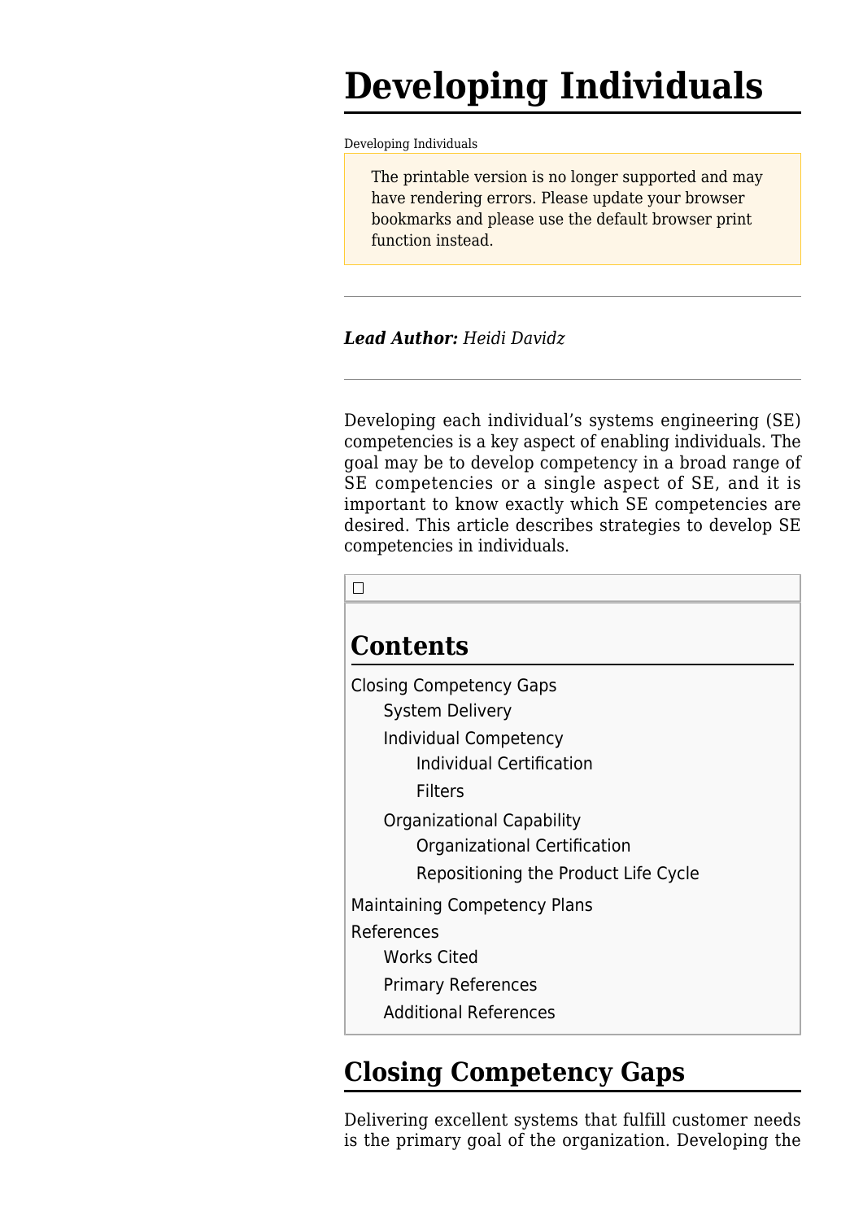# Developing Individuals

Developing Individuals

> The printable version is no longer supported and may have rendering errors. Please update your browser bookmarks and please use the default browser print function instead.

---

***Lead Author:*** *Heidi Davidz*

---

Developing each individual's systems engineering (SE) competencies is a key aspect of enabling individuals. The goal may be to develop competency in a broad range of SE competencies or a single aspect of SE, and it is important to know exactly which SE competencies are desired. This article describes strategies to develop SE competencies in individuals.

## Contents

- Closing Competency Gaps
  - System Delivery
  - Individual Competency
    - Individual Certification
    - Filters
  - Organizational Capability
    - Organizational Certification
    - Repositioning the Product Life Cycle
- Maintaining Competency Plans
- References
  - Works Cited
  - Primary References
  - Additional References

## Closing Competency Gaps

Delivering excellent systems that fulfill customer needs is the primary goal of the organization. Developing the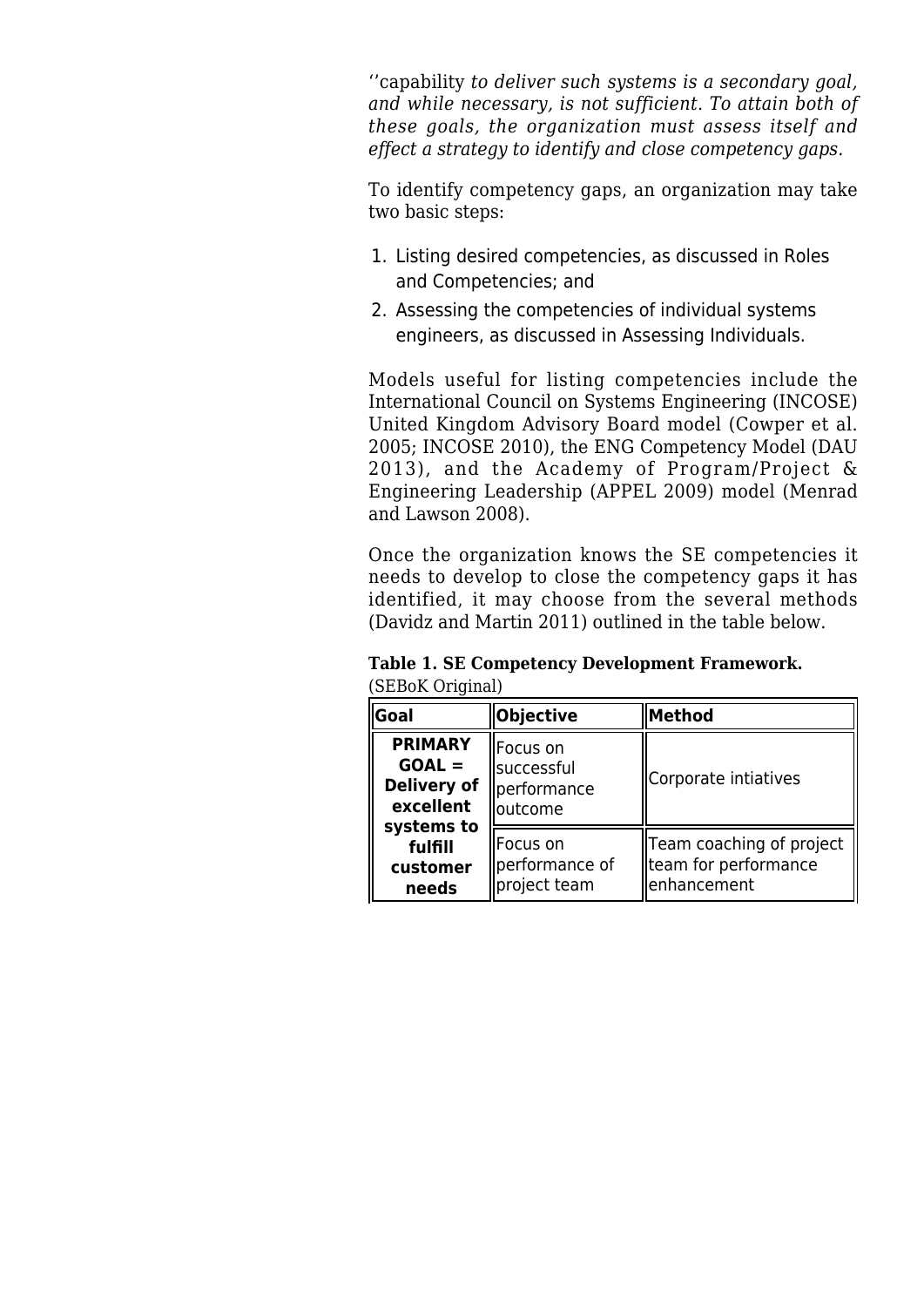''capability *to deliver such systems is a secondary goal, and while necessary, is not sufficient. To attain both of these goals, the organization must assess itself and effect a strategy to identify and close competency gaps.*

To identify competency gaps, an organization may take two basic steps:

1. Listing desired competencies, as discussed in Roles and Competencies; and
2. Assessing the competencies of individual systems engineers, as discussed in Assessing Individuals.

Models useful for listing competencies include the International Council on Systems Engineering (INCOSE) United Kingdom Advisory Board model (Cowper et al. 2005; INCOSE 2010), the ENG Competency Model (DAU 2013), and the Academy of Program/Project & Engineering Leadership (APPEL 2009) model (Menrad and Lawson 2008).

Once the organization knows the SE competencies it needs to develop to close the competency gaps it has identified, it may choose from the several methods (Davidz and Martin 2011) outlined in the table below.

**Table 1. SE Competency Development Framework.** (SEBoK Original)

| Goal | Objective | Method |
|---|---|---|
| **PRIMARY GOAL = Delivery of excellent systems to fulfill customer needs** | Focus on successful performance outcome | Corporate intiatives |
| | Focus on performance of project team | Team coaching of project team for performance enhancement |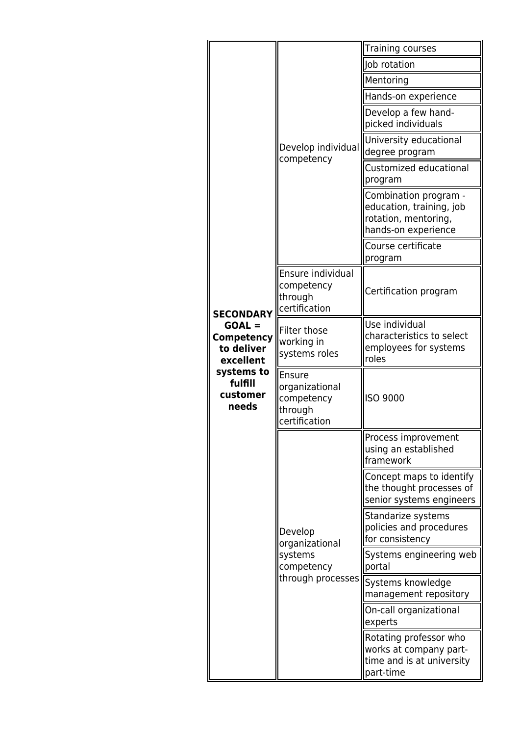| | | |
|---|---|---|
| **SECONDARY GOAL = Competency to deliver excellent systems to fulfill customer needs** | Develop individual competency | Training courses |
| | | Job rotation |
| | | Mentoring |
| | | Hands-on experience |
| | | Develop a few hand-picked individuals |
| | | University educational degree program |
| | | Customized educational program |
| | | Combination program - education, training, job rotation, mentoring, hands-on experience |
| | | Course certificate program |
| | Ensure individual competency through certification | Certification program |
| | Filter those working in systems roles | Use individual characteristics to select employees for systems roles |
| | Ensure organizational competency through certification | ISO 9000 |
| | Develop organizational systems competency through processes | Process improvement using an established framework |
| | | Concept maps to identify the thought processes of senior systems engineers |
| | | Standarize systems policies and procedures for consistency |
| | | Systems engineering web portal |
| | | Systems knowledge management repository |
| | | On-call organizational experts |
| | | Rotating professor who works at company part-time and is at university part-time |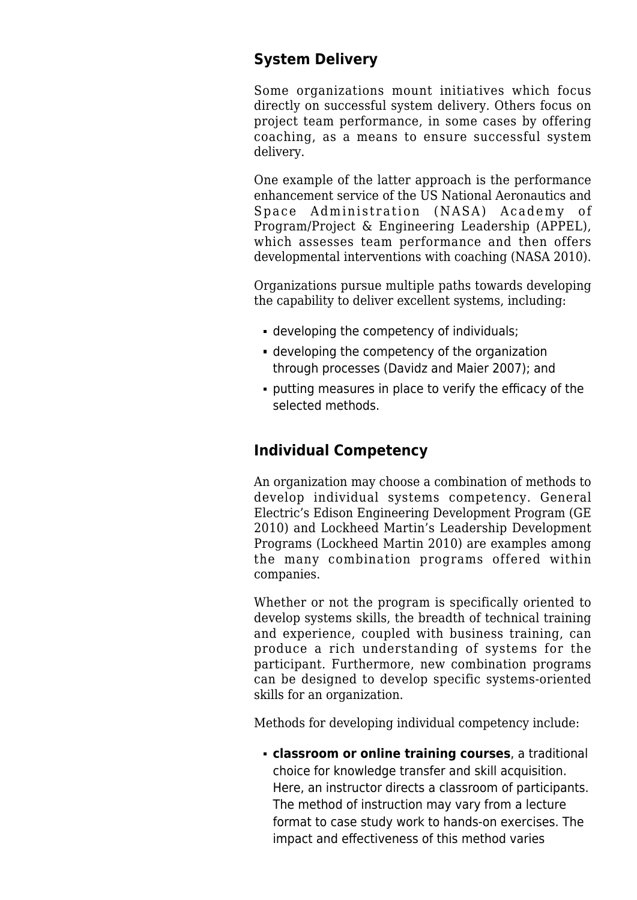## System Delivery

Some organizations mount initiatives which focus directly on successful system delivery. Others focus on project team performance, in some cases by offering coaching, as a means to ensure successful system delivery.

One example of the latter approach is the performance enhancement service of the US National Aeronautics and Space Administration (NASA) Academy of Program/Project & Engineering Leadership (APPEL), which assesses team performance and then offers developmental interventions with coaching (NASA 2010).

Organizations pursue multiple paths towards developing the capability to deliver excellent systems, including:

- developing the competency of individuals;
- developing the competency of the organization through processes (Davidz and Maier 2007); and
- putting measures in place to verify the efficacy of the selected methods.

## Individual Competency

An organization may choose a combination of methods to develop individual systems competency. General Electric's Edison Engineering Development Program (GE 2010) and Lockheed Martin's Leadership Development Programs (Lockheed Martin 2010) are examples among the many combination programs offered within companies.

Whether or not the program is specifically oriented to develop systems skills, the breadth of technical training and experience, coupled with business training, can produce a rich understanding of systems for the participant. Furthermore, new combination programs can be designed to develop specific systems-oriented skills for an organization.

Methods for developing individual competency include:

- **classroom or online training courses**, a traditional choice for knowledge transfer and skill acquisition. Here, an instructor directs a classroom of participants. The method of instruction may vary from a lecture format to case study work to hands-on exercises. The impact and effectiveness of this method varies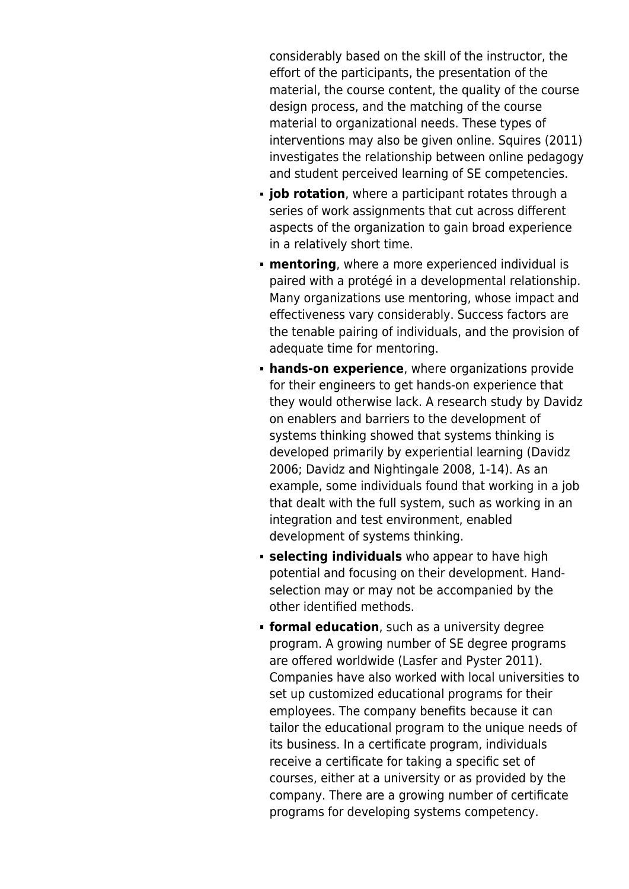considerably based on the skill of the instructor, the effort of the participants, the presentation of the material, the course content, the quality of the course design process, and the matching of the course material to organizational needs. These types of interventions may also be given online. Squires (2011) investigates the relationship between online pedagogy and student perceived learning of SE competencies.

- **job rotation**, where a participant rotates through a series of work assignments that cut across different aspects of the organization to gain broad experience in a relatively short time.
- **mentoring**, where a more experienced individual is paired with a protégé in a developmental relationship. Many organizations use mentoring, whose impact and effectiveness vary considerably. Success factors are the tenable pairing of individuals, and the provision of adequate time for mentoring.
- **hands-on experience**, where organizations provide for their engineers to get hands-on experience that they would otherwise lack. A research study by Davidz on enablers and barriers to the development of systems thinking showed that systems thinking is developed primarily by experiential learning (Davidz 2006; Davidz and Nightingale 2008, 1-14). As an example, some individuals found that working in a job that dealt with the full system, such as working in an integration and test environment, enabled development of systems thinking.
- **selecting individuals** who appear to have high potential and focusing on their development. Hand-selection may or may not be accompanied by the other identified methods.
- **formal education**, such as a university degree program. A growing number of SE degree programs are offered worldwide (Lasfer and Pyster 2011). Companies have also worked with local universities to set up customized educational programs for their employees. The company benefits because it can tailor the educational program to the unique needs of its business. In a certificate program, individuals receive a certificate for taking a specific set of courses, either at a university or as provided by the company. There are a growing number of certificate programs for developing systems competency.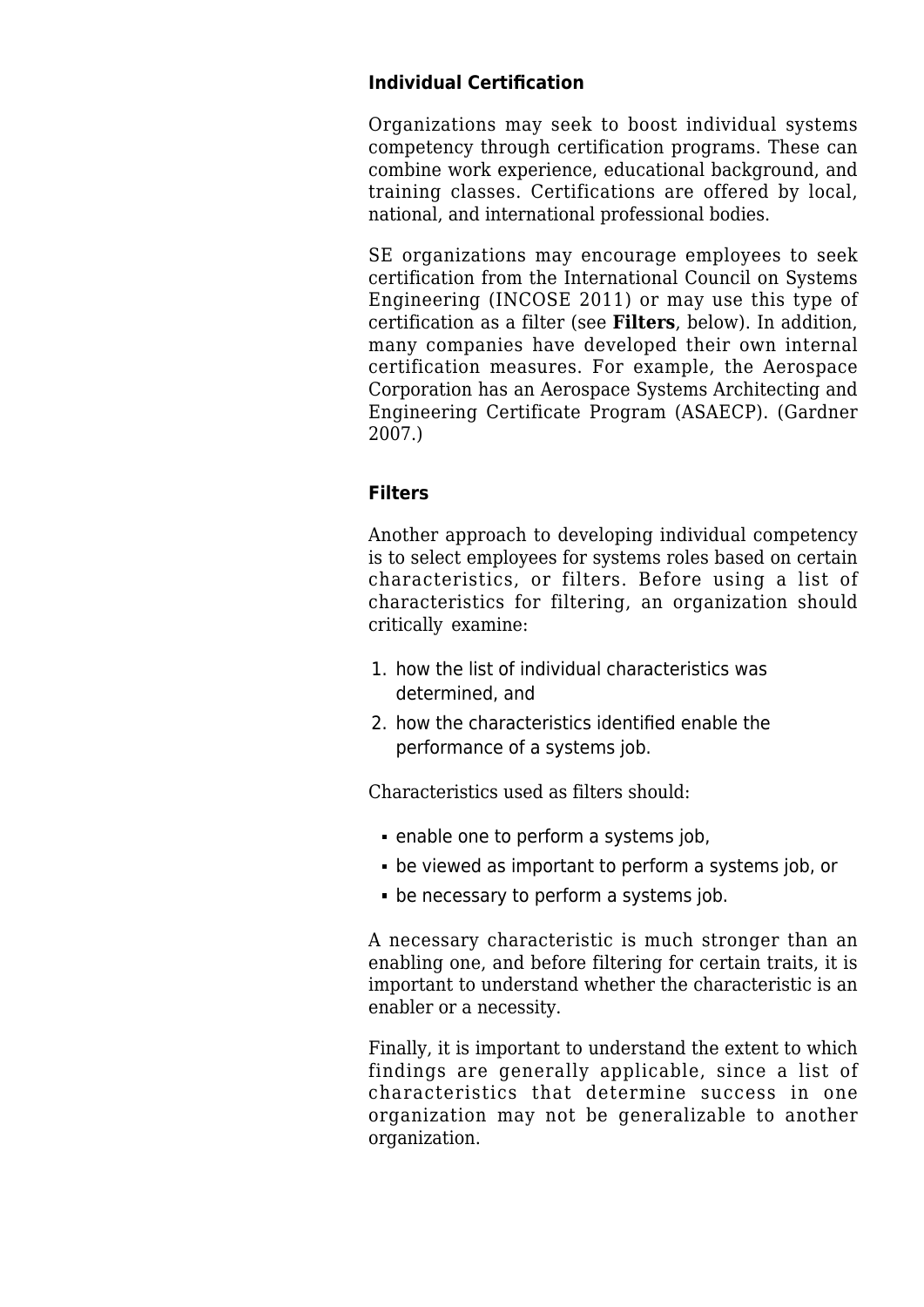### Individual Certification

Organizations may seek to boost individual systems competency through certification programs. These can combine work experience, educational background, and training classes. Certifications are offered by local, national, and international professional bodies.

SE organizations may encourage employees to seek certification from the International Council on Systems Engineering (INCOSE 2011) or may use this type of certification as a filter (see **Filters**, below). In addition, many companies have developed their own internal certification measures. For example, the Aerospace Corporation has an Aerospace Systems Architecting and Engineering Certificate Program (ASAECP). (Gardner 2007.)

### Filters

Another approach to developing individual competency is to select employees for systems roles based on certain characteristics, or filters. Before using a list of characteristics for filtering, an organization should critically examine:

1. how the list of individual characteristics was determined, and
2. how the characteristics identified enable the performance of a systems job.

Characteristics used as filters should:

- enable one to perform a systems job,
- be viewed as important to perform a systems job, or
- be necessary to perform a systems job.

A necessary characteristic is much stronger than an enabling one, and before filtering for certain traits, it is important to understand whether the characteristic is an enabler or a necessity.

Finally, it is important to understand the extent to which findings are generally applicable, since a list of characteristics that determine success in one organization may not be generalizable to another organization.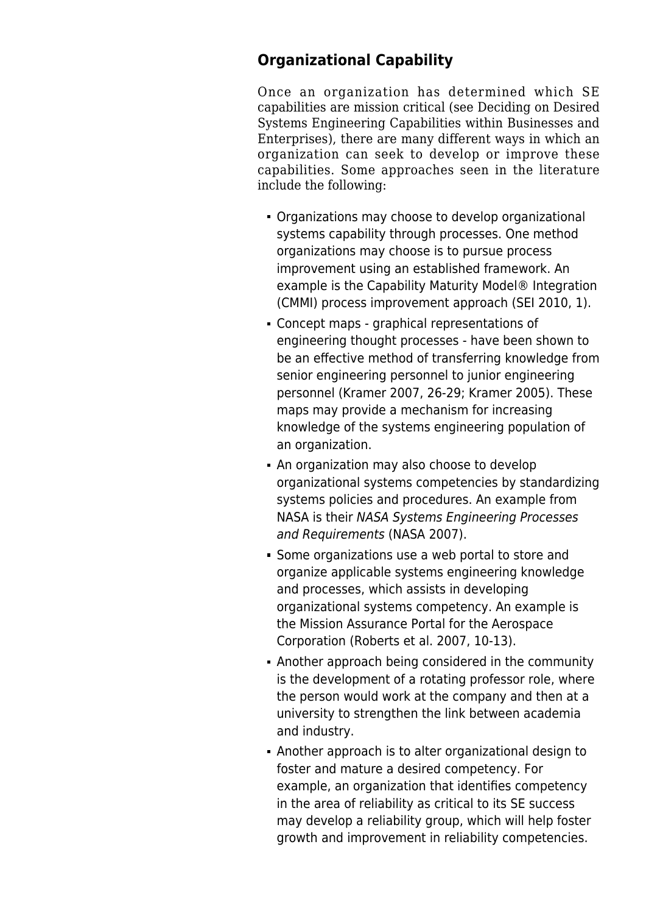## Organizational Capability

Once an organization has determined which SE capabilities are mission critical (see Deciding on Desired Systems Engineering Capabilities within Businesses and Enterprises), there are many different ways in which an organization can seek to develop or improve these capabilities. Some approaches seen in the literature include the following:

- Organizations may choose to develop organizational systems capability through processes. One method organizations may choose is to pursue process improvement using an established framework. An example is the Capability Maturity Model® Integration (CMMI) process improvement approach (SEI 2010, 1).
- Concept maps - graphical representations of engineering thought processes - have been shown to be an effective method of transferring knowledge from senior engineering personnel to junior engineering personnel (Kramer 2007, 26-29; Kramer 2005). These maps may provide a mechanism for increasing knowledge of the systems engineering population of an organization.
- An organization may also choose to develop organizational systems competencies by standardizing systems policies and procedures. An example from NASA is their *NASA Systems Engineering Processes and Requirements* (NASA 2007).
- Some organizations use a web portal to store and organize applicable systems engineering knowledge and processes, which assists in developing organizational systems competency. An example is the Mission Assurance Portal for the Aerospace Corporation (Roberts et al. 2007, 10-13).
- Another approach being considered in the community is the development of a rotating professor role, where the person would work at the company and then at a university to strengthen the link between academia and industry.
- Another approach is to alter organizational design to foster and mature a desired competency. For example, an organization that identifies competency in the area of reliability as critical to its SE success may develop a reliability group, which will help foster growth and improvement in reliability competencies.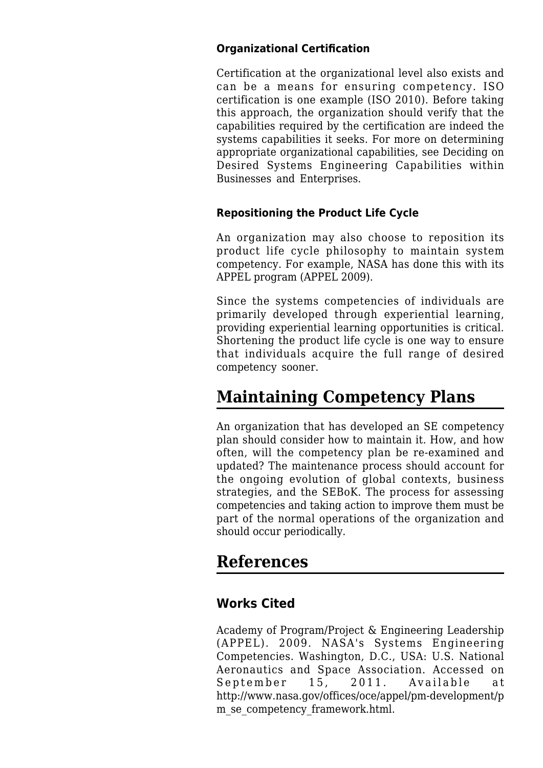### Organizational Certification

Certification at the organizational level also exists and can be a means for ensuring competency. ISO certification is one example (ISO 2010). Before taking this approach, the organization should verify that the capabilities required by the certification are indeed the systems capabilities it seeks. For more on determining appropriate organizational capabilities, see Deciding on Desired Systems Engineering Capabilities within Businesses and Enterprises.

### Repositioning the Product Life Cycle

An organization may also choose to reposition its product life cycle philosophy to maintain system competency. For example, NASA has done this with its APPEL program (APPEL 2009).

Since the systems competencies of individuals are primarily developed through experiential learning, providing experiential learning opportunities is critical. Shortening the product life cycle is one way to ensure that individuals acquire the full range of desired competency sooner.

# Maintaining Competency Plans

An organization that has developed an SE competency plan should consider how to maintain it. How, and how often, will the competency plan be re-examined and updated? The maintenance process should account for the ongoing evolution of global contexts, business strategies, and the SEBoK. The process for assessing competencies and taking action to improve them must be part of the normal operations of the organization and should occur periodically.

# References

## Works Cited

Academy of Program/Project & Engineering Leadership (APPEL). 2009. NASA's Systems Engineering Competencies. Washington, D.C., USA: U.S. National Aeronautics and Space Association. Accessed on September 15, 2011. Available at http://www.nasa.gov/offices/oce/appel/pm-development/pm_se_competency_framework.html.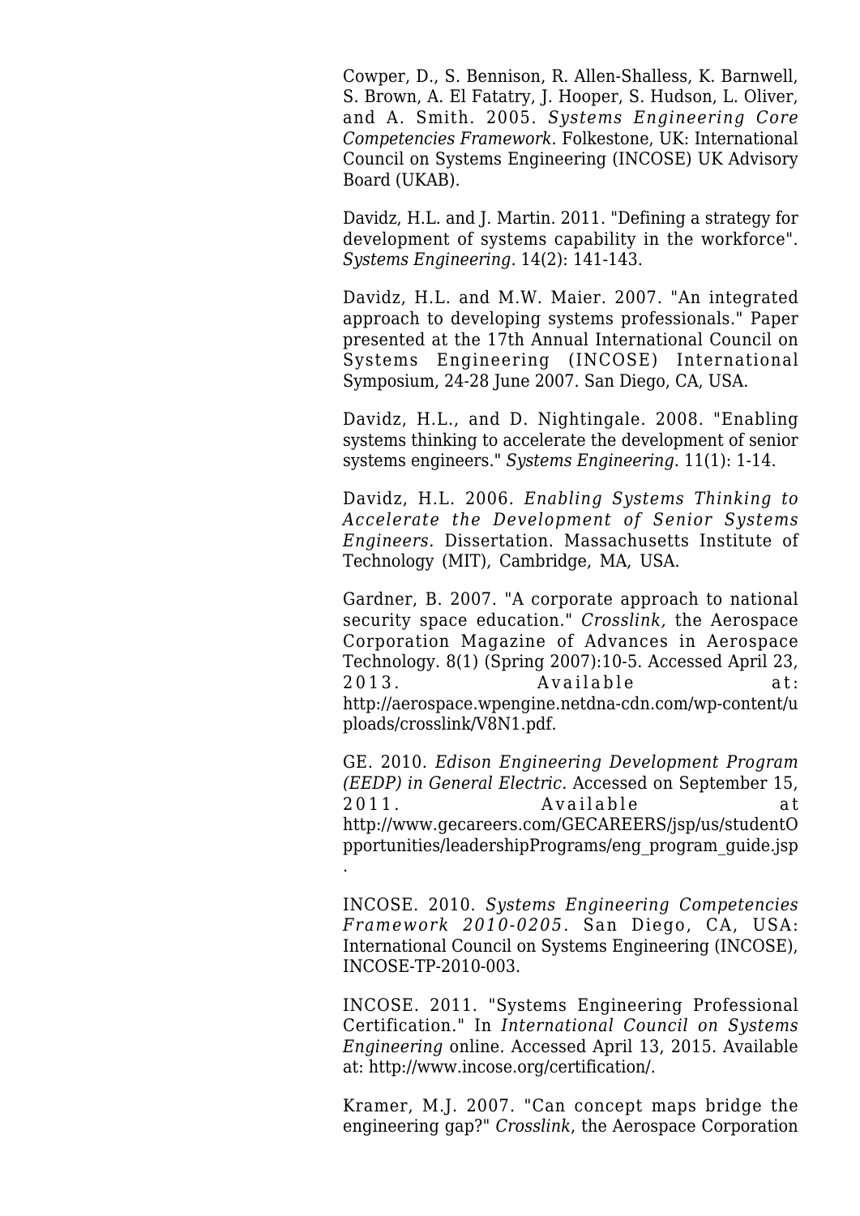Cowper, D., S. Bennison, R. Allen-Shalless, K. Barnwell, S. Brown, A. El Fatatry, J. Hooper, S. Hudson, L. Oliver, and A. Smith. 2005. *Systems Engineering Core Competencies Framework.* Folkestone, UK: International Council on Systems Engineering (INCOSE) UK Advisory Board (UKAB).

Davidz, H.L. and J. Martin. 2011. "Defining a strategy for development of systems capability in the workforce". *Systems Engineering*. 14(2): 141-143.

Davidz, H.L. and M.W. Maier. 2007. "An integrated approach to developing systems professionals." Paper presented at the 17th Annual International Council on Systems Engineering (INCOSE) International Symposium, 24-28 June 2007. San Diego, CA, USA.

Davidz, H.L., and D. Nightingale. 2008. "Enabling systems thinking to accelerate the development of senior systems engineers." *Systems Engineering.* 11(1): 1-14.

Davidz, H.L. 2006. *Enabling Systems Thinking to Accelerate the Development of Senior Systems Engineers.* Dissertation. Massachusetts Institute of Technology (MIT), Cambridge, MA, USA.

Gardner, B. 2007. "A corporate approach to national security space education." *Crosslink,* the Aerospace Corporation Magazine of Advances in Aerospace Technology. 8(1) (Spring 2007):10-5. Accessed April 23, 2013. Available at: http://aerospace.wpengine.netdna-cdn.com/wp-content/uploads/crosslink/V8N1.pdf.

GE. 2010. *Edison Engineering Development Program (EEDP) in General Electric.* Accessed on September 15, 2011. Available at http://www.gecareers.com/GECAREERS/jsp/us/studentOpportunities/leadershipPrograms/eng_program_guide.jsp.

INCOSE. 2010. *Systems Engineering Competencies Framework 2010-0205.* San Diego, CA, USA: International Council on Systems Engineering (INCOSE), INCOSE-TP-2010-003.

INCOSE. 2011. "Systems Engineering Professional Certification." In *International Council on Systems Engineering* online. Accessed April 13, 2015. Available at: http://www.incose.org/certification/.

Kramer, M.J. 2007. "Can concept maps bridge the engineering gap?" *Crosslink*, the Aerospace Corporation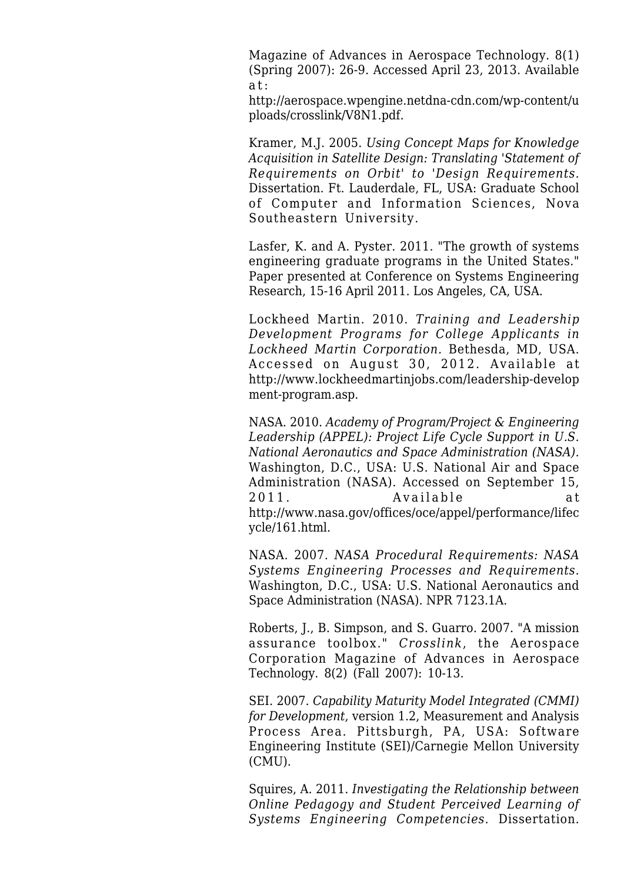Magazine of Advances in Aerospace Technology. 8(1) (Spring 2007): 26-9. Accessed April 23, 2013. Available at: http://aerospace.wpengine.netdna-cdn.com/wp-content/uploads/crosslink/V8N1.pdf.

Kramer, M.J. 2005. *Using Concept Maps for Knowledge Acquisition in Satellite Design: Translating 'Statement of Requirements on Orbit' to 'Design Requirements.* Dissertation. Ft. Lauderdale, FL, USA: Graduate School of Computer and Information Sciences, Nova Southeastern University.

Lasfer, K. and A. Pyster. 2011. "The growth of systems engineering graduate programs in the United States." Paper presented at Conference on Systems Engineering Research, 15-16 April 2011. Los Angeles, CA, USA.

Lockheed Martin. 2010. *Training and Leadership Development Programs for College Applicants in Lockheed Martin Corporation.* Bethesda, MD, USA. Accessed on August 30, 2012. Available at http://www.lockheedmartinjobs.com/leadership-development-program.asp.

NASA. 2010. *Academy of Program/Project & Engineering Leadership (APPEL): Project Life Cycle Support in U.S. National Aeronautics and Space Administration (NASA).* Washington, D.C., USA: U.S. National Air and Space Administration (NASA). Accessed on September 15, 2011. Available at http://www.nasa.gov/offices/oce/appel/performance/lifecycle/161.html.

NASA. 2007. *NASA Procedural Requirements: NASA Systems Engineering Processes and Requirements*. Washington, D.C., USA: U.S. National Aeronautics and Space Administration (NASA). NPR 7123.1A.

Roberts, J., B. Simpson, and S. Guarro. 2007. "A mission assurance toolbox." *Crosslink*, the Aerospace Corporation Magazine of Advances in Aerospace Technology. 8(2) (Fall 2007): 10-13.

SEI. 2007. *Capability Maturity Model Integrated (CMMI) for Development*, version 1.2, Measurement and Analysis Process Area. Pittsburgh, PA, USA: Software Engineering Institute (SEI)/Carnegie Mellon University (CMU).

Squires, A. 2011. *Investigating the Relationship between Online Pedagogy and Student Perceived Learning of Systems Engineering Competencies*. Dissertation.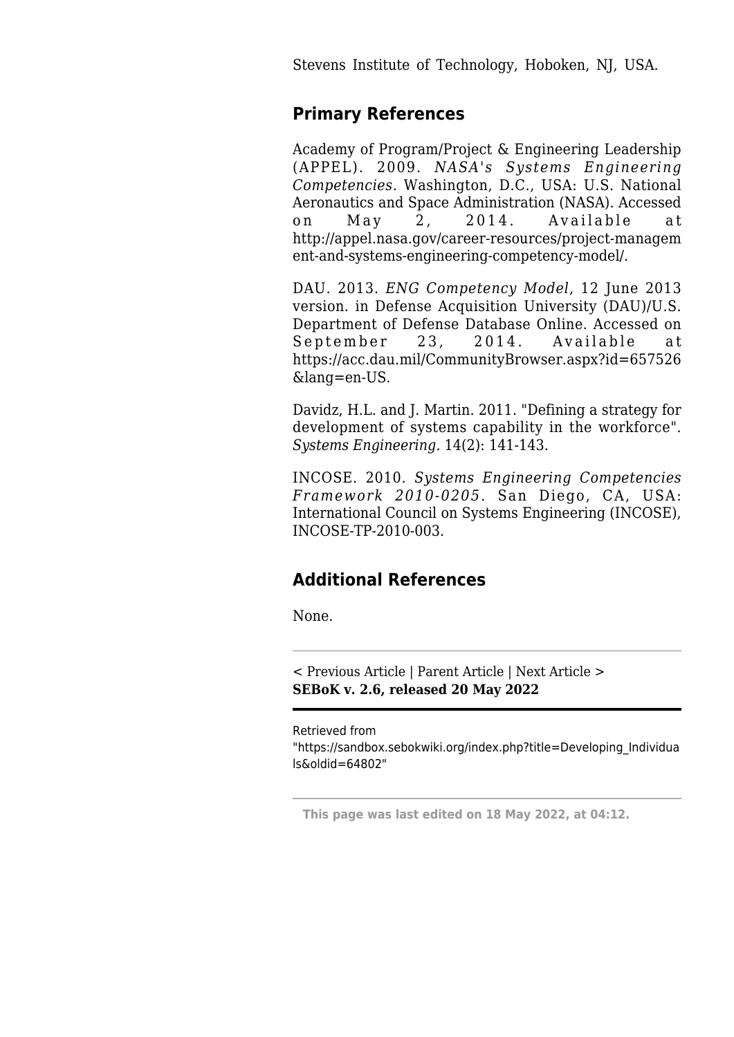Stevens Institute of Technology, Hoboken, NJ, USA.

## Primary References

Academy of Program/Project & Engineering Leadership (APPEL). 2009. *NASA's Systems Engineering Competencies*. Washington, D.C., USA: U.S. National Aeronautics and Space Administration (NASA). Accessed on May 2, 2014. Available at http://appel.nasa.gov/career-resources/project-management-and-systems-engineering-competency-model/.

DAU. 2013. *ENG Competency Model*, 12 June 2013 version. in Defense Acquisition University (DAU)/U.S. Department of Defense Database Online. Accessed on September 23, 2014. Available at https://acc.dau.mil/CommunityBrowser.aspx?id=657526&lang=en-US.

Davidz, H.L. and J. Martin. 2011. "Defining a strategy for development of systems capability in the workforce". *Systems Engineering.* 14(2): 141-143.

INCOSE. 2010. *Systems Engineering Competencies Framework 2010-0205*. San Diego, CA, USA: International Council on Systems Engineering (INCOSE), INCOSE-TP-2010-003.

## Additional References

None.

---

< Previous Article | Parent Article | Next Article >
**SEBoK v. 2.6, released 20 May 2022**

Retrieved from "https://sandbox.sebokwiki.org/index.php?title=Developing_Individuals&oldid=64802"

**This page was last edited on 18 May 2022, at 04:12.**